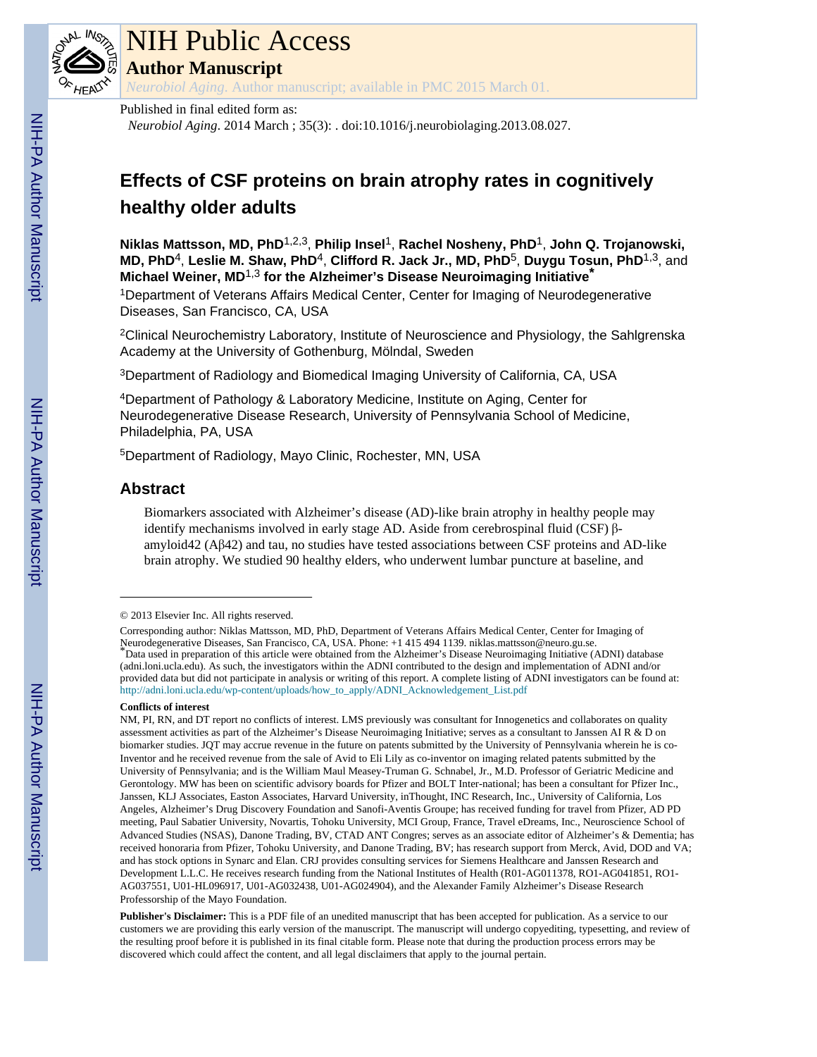NIH Public Access

Author Manuscript

*Neurobiol Aging*. Author manuscript; available in PMC 2015 March 01.

Published in final edited form as:

*Neurobiol Aging*. 2014 March ; 35(3): . doi:10.1016/j.neurobiolaging.2013.08.027.

# Effects of CSF proteins on brain atrophy rates in cognitively healthy older adults

**Niklas Mattsson, MD, PhD**[1,2,3], **Philip Insel**[1], **Rachel Nosheny, PhD**[1], **John Q. Trojanowski, MD, PhD**[4], **Leslie M. Shaw, PhD**[4], **Clifford R. Jack Jr., MD, PhD**[5], **Duygu Tosun, PhD**[1,3], and **Michael Weiner, MD**[1,3] **for the Alzheimer's Disease Neuroimaging Initiative***

[1]Department of Veterans Affairs Medical Center, Center for Imaging of Neurodegenerative Diseases, San Francisco, CA, USA

[2]Clinical Neurochemistry Laboratory, Institute of Neuroscience and Physiology, the Sahlgrenska Academy at the University of Gothenburg, Mölndal, Sweden

[3]Department of Radiology and Biomedical Imaging University of California, CA, USA

[4]Department of Pathology & Laboratory Medicine, Institute on Aging, Center for Neurodegenerative Disease Research, University of Pennsylvania School of Medicine, Philadelphia, PA, USA

[5]Department of Radiology, Mayo Clinic, Rochester, MN, USA

## Abstract

Biomarkers associated with Alzheimer's disease (AD)-like brain atrophy in healthy people may identify mechanisms involved in early stage AD. Aside from cerebrospinal fluid (CSF) β-amyloid42 (Aβ42) and tau, no studies have tested associations between CSF proteins and AD-like brain atrophy. We studied 90 healthy elders, who underwent lumbar puncture at baseline, and

---

© 2013 Elsevier Inc. All rights reserved.

Corresponding author: Niklas Mattsson, MD, PhD, Department of Veterans Affairs Medical Center, Center for Imaging of Neurodegenerative Diseases, San Francisco, CA, USA. Phone: +1 415 494 1139. niklas.mattsson@neuro.gu.se.

*Data used in preparation of this article were obtained from the Alzheimer's Disease Neuroimaging Initiative (ADNI) database (adni.loni.ucla.edu). As such, the investigators within the ADNI contributed to the design and implementation of ADNI and/or provided data but did not participate in analysis or writing of this report. A complete listing of ADNI investigators can be found at: http://adni.loni.ucla.edu/wp-content/uploads/how_to_apply/ADNI_Acknowledgement_List.pdf

**Conflicts of interest**

NM, PI, RN, and DT report no conflicts of interest. LMS previously was consultant for Innogenetics and collaborates on quality assessment activities as part of the Alzheimer's Disease Neuroimaging Initiative; serves as a consultant to Janssen AI R & D on biomarker studies. JQT may accrue revenue in the future on patents submitted by the University of Pennsylvania wherein he is co-Inventor and he received revenue from the sale of Avid to Eli Lily as co-inventor on imaging related patents submitted by the University of Pennsylvania; and is the William Maul Measey-Truman G. Schnabel, Jr., M.D. Professor of Geriatric Medicine and Gerontology. MW has been on scientific advisory boards for Pfizer and BOLT Inter-national; has been a consultant for Pfizer Inc., Janssen, KLJ Associates, Easton Associates, Harvard University, inThought, INC Research, Inc., University of California, Los Angeles, Alzheimer's Drug Discovery Foundation and Sanofi-Aventis Groupe; has received funding for travel from Pfizer, AD PD meeting, Paul Sabatier University, Novartis, Tohoku University, MCI Group, France, Travel eDreams, Inc., Neuroscience School of Advanced Studies (NSAS), Danone Trading, BV, CTAD ANT Congres; serves as an associate editor of Alzheimer's & Dementia; has received honoraria from Pfizer, Tohoku University, and Danone Trading, BV; has research support from Merck, Avid, DOD and VA; and has stock options in Synarc and Elan. CRJ provides consulting services for Siemens Healthcare and Janssen Research and Development L.L.C. He receives research funding from the National Institutes of Health (R01-AG011378, RO1-AG041851, RO1-AG037551, U01-HL096917, U01-AG032438, U01-AG024904), and the Alexander Family Alzheimer's Disease Research Professorship of the Mayo Foundation.

**Publisher's Disclaimer:** This is a PDF file of an unedited manuscript that has been accepted for publication. As a service to our customers we are providing this early version of the manuscript. The manuscript will undergo copyediting, typesetting, and review of the resulting proof before it is published in its final citable form. Please note that during the production process errors may be discovered which could affect the content, and all legal disclaimers that apply to the journal pertain.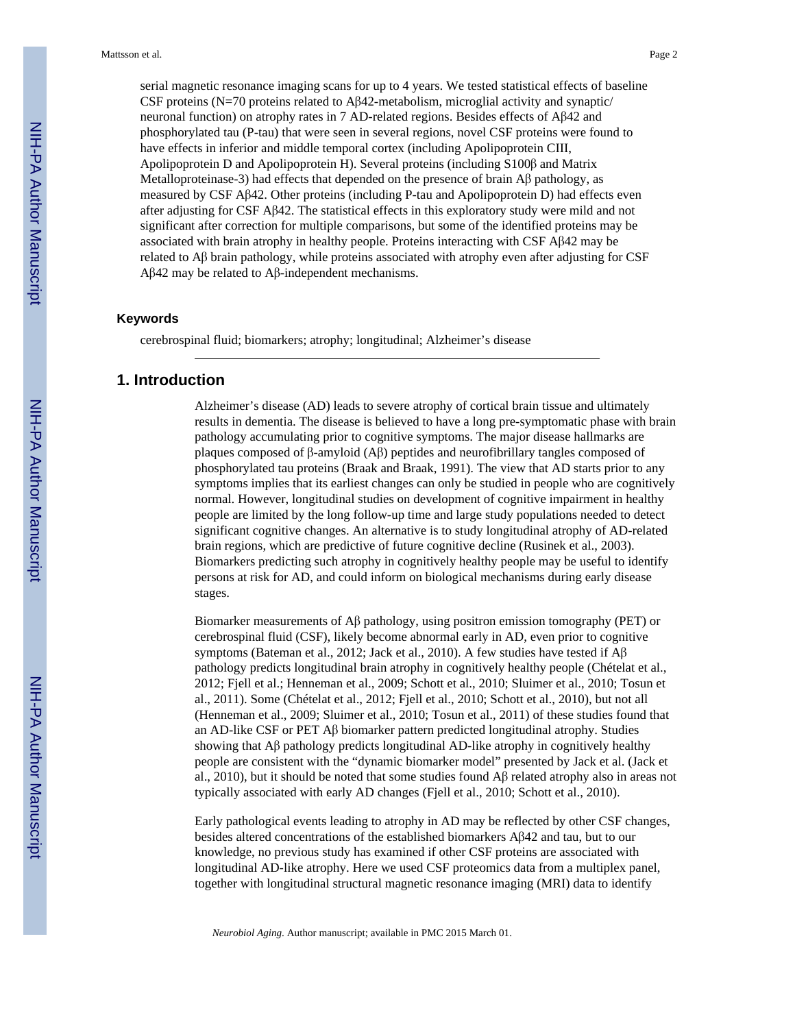serial magnetic resonance imaging scans for up to 4 years. We tested statistical effects of baseline CSF proteins (N=70 proteins related to Aβ42-metabolism, microglial activity and synaptic/neuronal function) on atrophy rates in 7 AD-related regions. Besides effects of Aβ42 and phosphorylated tau (P-tau) that were seen in several regions, novel CSF proteins were found to have effects in inferior and middle temporal cortex (including Apolipoprotein CIII, Apolipoprotein D and Apolipoprotein H). Several proteins (including S100β and Matrix Metalloproteinase-3) had effects that depended on the presence of brain Aβ pathology, as measured by CSF Aβ42. Other proteins (including P-tau and Apolipoprotein D) had effects even after adjusting for CSF Aβ42. The statistical effects in this exploratory study were mild and not significant after correction for multiple comparisons, but some of the identified proteins may be associated with brain atrophy in healthy people. Proteins interacting with CSF Aβ42 may be related to Aβ brain pathology, while proteins associated with atrophy even after adjusting for CSF Aβ42 may be related to Aβ-independent mechanisms.

### Keywords

cerebrospinal fluid; biomarkers; atrophy; longitudinal; Alzheimer's disease

## 1. Introduction

Alzheimer's disease (AD) leads to severe atrophy of cortical brain tissue and ultimately results in dementia. The disease is believed to have a long pre-symptomatic phase with brain pathology accumulating prior to cognitive symptoms. The major disease hallmarks are plaques composed of β-amyloid (Aβ) peptides and neurofibrillary tangles composed of phosphorylated tau proteins (Braak and Braak, 1991). The view that AD starts prior to any symptoms implies that its earliest changes can only be studied in people who are cognitively normal. However, longitudinal studies on development of cognitive impairment in healthy people are limited by the long follow-up time and large study populations needed to detect significant cognitive changes. An alternative is to study longitudinal atrophy of AD-related brain regions, which are predictive of future cognitive decline (Rusinek et al., 2003). Biomarkers predicting such atrophy in cognitively healthy people may be useful to identify persons at risk for AD, and could inform on biological mechanisms during early disease stages.

Biomarker measurements of Aβ pathology, using positron emission tomography (PET) or cerebrospinal fluid (CSF), likely become abnormal early in AD, even prior to cognitive symptoms (Bateman et al., 2012; Jack et al., 2010). A few studies have tested if Aβ pathology predicts longitudinal brain atrophy in cognitively healthy people (Chételat et al., 2012; Fjell et al.; Henneman et al., 2009; Schott et al., 2010; Sluimer et al., 2010; Tosun et al., 2011). Some (Chételat et al., 2012; Fjell et al., 2010; Schott et al., 2010), but not all (Henneman et al., 2009; Sluimer et al., 2010; Tosun et al., 2011) of these studies found that an AD-like CSF or PET Aβ biomarker pattern predicted longitudinal atrophy. Studies showing that Aβ pathology predicts longitudinal AD-like atrophy in cognitively healthy people are consistent with the "dynamic biomarker model" presented by Jack et al. (Jack et al., 2010), but it should be noted that some studies found Aβ related atrophy also in areas not typically associated with early AD changes (Fjell et al., 2010; Schott et al., 2010).

Early pathological events leading to atrophy in AD may be reflected by other CSF changes, besides altered concentrations of the established biomarkers Aβ42 and tau, but to our knowledge, no previous study has examined if other CSF proteins are associated with longitudinal AD-like atrophy. Here we used CSF proteomics data from a multiplex panel, together with longitudinal structural magnetic resonance imaging (MRI) data to identify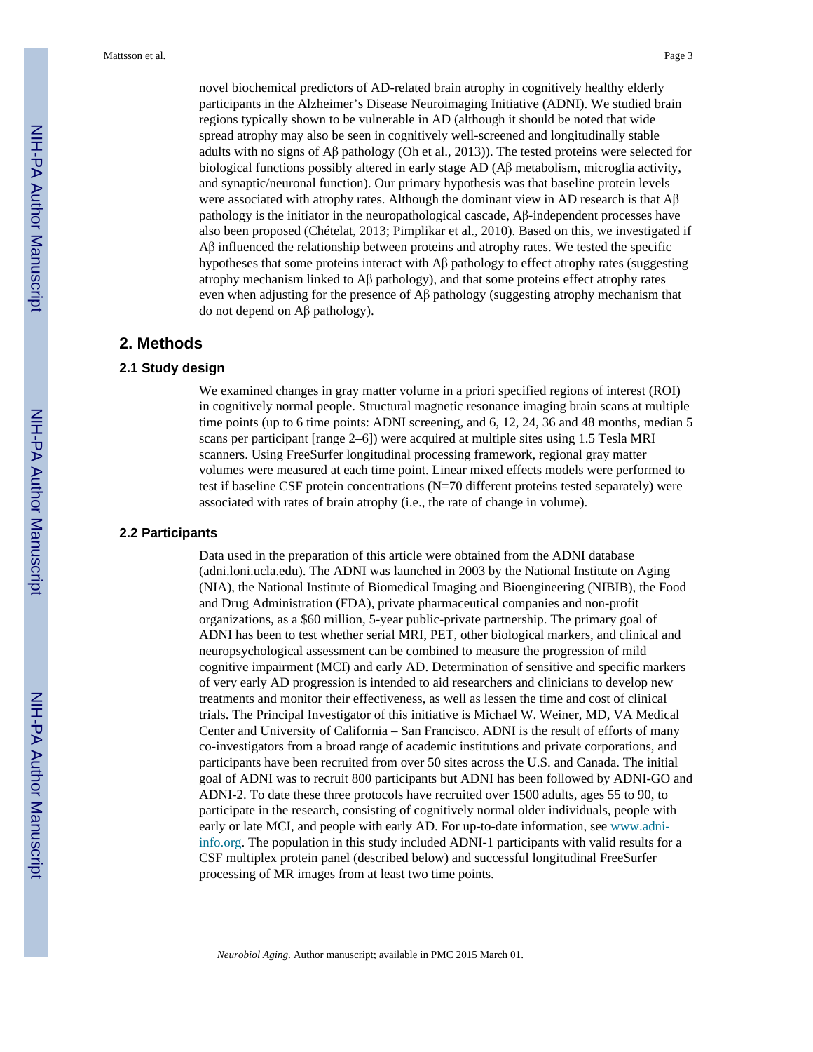novel biochemical predictors of AD-related brain atrophy in cognitively healthy elderly participants in the Alzheimer's Disease Neuroimaging Initiative (ADNI). We studied brain regions typically shown to be vulnerable in AD (although it should be noted that wide spread atrophy may also be seen in cognitively well-screened and longitudinally stable adults with no signs of Aβ pathology (Oh et al., 2013)). The tested proteins were selected for biological functions possibly altered in early stage AD (Aβ metabolism, microglia activity, and synaptic/neuronal function). Our primary hypothesis was that baseline protein levels were associated with atrophy rates. Although the dominant view in AD research is that Aβ pathology is the initiator in the neuropathological cascade, Aβ-independent processes have also been proposed (Chételat, 2013; Pimplikar et al., 2010). Based on this, we investigated if Aβ influenced the relationship between proteins and atrophy rates. We tested the specific hypotheses that some proteins interact with Aβ pathology to effect atrophy rates (suggesting atrophy mechanism linked to Aβ pathology), and that some proteins effect atrophy rates even when adjusting for the presence of Aβ pathology (suggesting atrophy mechanism that do not depend on Aβ pathology).

## 2. Methods

### 2.1 Study design

We examined changes in gray matter volume in a priori specified regions of interest (ROI) in cognitively normal people. Structural magnetic resonance imaging brain scans at multiple time points (up to 6 time points: ADNI screening, and 6, 12, 24, 36 and 48 months, median 5 scans per participant [range 2–6]) were acquired at multiple sites using 1.5 Tesla MRI scanners. Using FreeSurfer longitudinal processing framework, regional gray matter volumes were measured at each time point. Linear mixed effects models were performed to test if baseline CSF protein concentrations (N=70 different proteins tested separately) were associated with rates of brain atrophy (i.e., the rate of change in volume).

### 2.2 Participants

Data used in the preparation of this article were obtained from the ADNI database (adni.loni.ucla.edu). The ADNI was launched in 2003 by the National Institute on Aging (NIA), the National Institute of Biomedical Imaging and Bioengineering (NIBIB), the Food and Drug Administration (FDA), private pharmaceutical companies and non-profit organizations, as a $60 million, 5-year public-private partnership. The primary goal of ADNI has been to test whether serial MRI, PET, other biological markers, and clinical and neuropsychological assessment can be combined to measure the progression of mild cognitive impairment (MCI) and early AD. Determination of sensitive and specific markers of very early AD progression is intended to aid researchers and clinicians to develop new treatments and monitor their effectiveness, as well as lessen the time and cost of clinical trials. The Principal Investigator of this initiative is Michael W. Weiner, MD, VA Medical Center and University of California – San Francisco. ADNI is the result of efforts of many co-investigators from a broad range of academic institutions and private corporations, and participants have been recruited from over 50 sites across the U.S. and Canada. The initial goal of ADNI was to recruit 800 participants but ADNI has been followed by ADNI-GO and ADNI-2. To date these three protocols have recruited over 1500 adults, ages 55 to 90, to participate in the research, consisting of cognitively normal older individuals, people with early or late MCI, and people with early AD. For up-to-date information, see www.adni-info.org. The population in this study included ADNI-1 participants with valid results for a CSF multiplex protein panel (described below) and successful longitudinal FreeSurfer processing of MR images from at least two time points.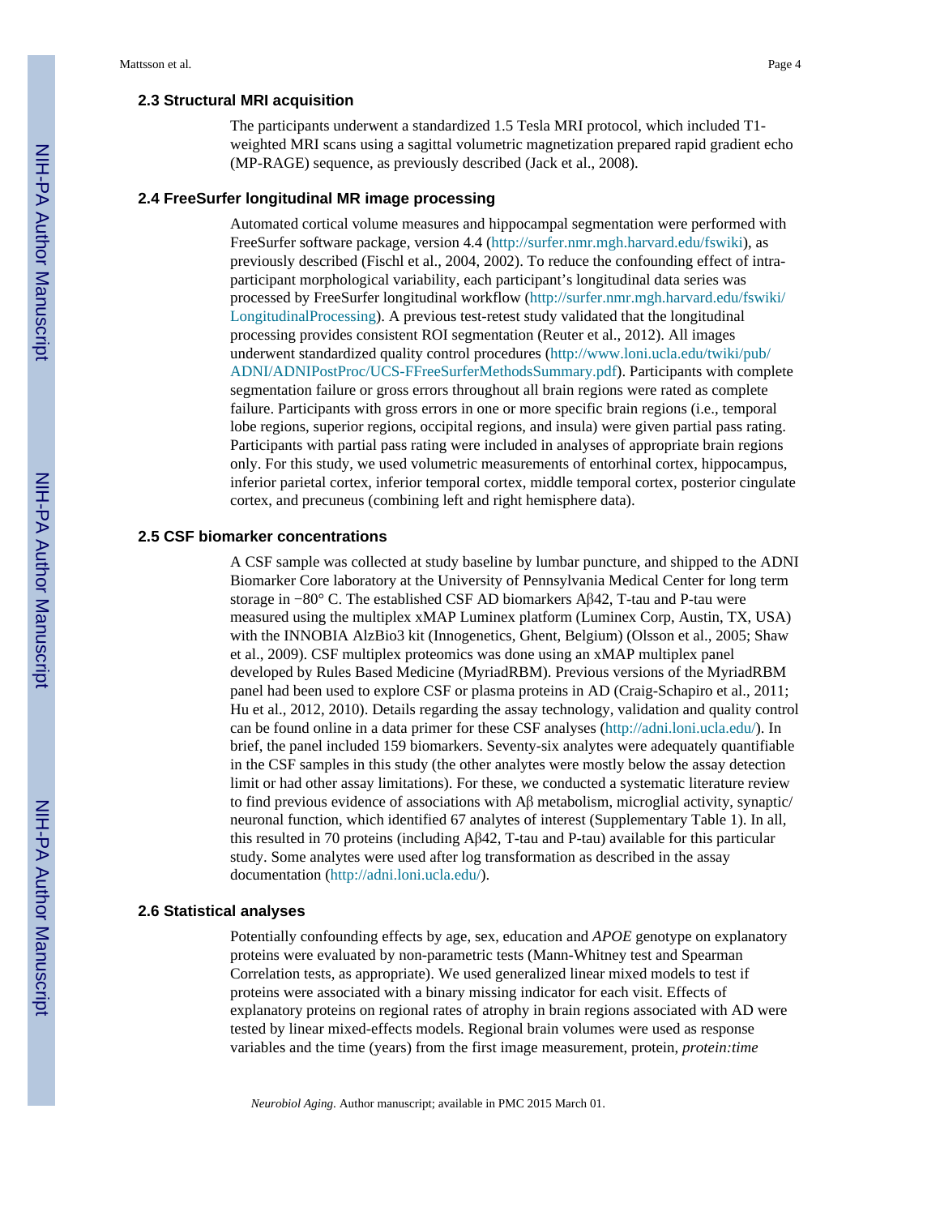### 2.3 Structural MRI acquisition

The participants underwent a standardized 1.5 Tesla MRI protocol, which included T1-weighted MRI scans using a sagittal volumetric magnetization prepared rapid gradient echo (MP-RAGE) sequence, as previously described (Jack et al., 2008).

### 2.4 FreeSurfer longitudinal MR image processing

Automated cortical volume measures and hippocampal segmentation were performed with FreeSurfer software package, version 4.4 (http://surfer.nmr.mgh.harvard.edu/fswiki), as previously described (Fischl et al., 2004, 2002). To reduce the confounding effect of intra-participant morphological variability, each participant's longitudinal data series was processed by FreeSurfer longitudinal workflow (http://surfer.nmr.mgh.harvard.edu/fswiki/LongitudinalProcessing). A previous test-retest study validated that the longitudinal processing provides consistent ROI segmentation (Reuter et al., 2012). All images underwent standardized quality control procedures (http://www.loni.ucla.edu/twiki/pub/ADNI/ADNIPostProc/UCS-FFreeSurferMethodsSummary.pdf). Participants with complete segmentation failure or gross errors throughout all brain regions were rated as complete failure. Participants with gross errors in one or more specific brain regions (i.e., temporal lobe regions, superior regions, occipital regions, and insula) were given partial pass rating. Participants with partial pass rating were included in analyses of appropriate brain regions only. For this study, we used volumetric measurements of entorhinal cortex, hippocampus, inferior parietal cortex, inferior temporal cortex, middle temporal cortex, posterior cingulate cortex, and precuneus (combining left and right hemisphere data).

### 2.5 CSF biomarker concentrations

A CSF sample was collected at study baseline by lumbar puncture, and shipped to the ADNI Biomarker Core laboratory at the University of Pennsylvania Medical Center for long term storage in −80° C. The established CSF AD biomarkers Aβ42, T-tau and P-tau were measured using the multiplex xMAP Luminex platform (Luminex Corp, Austin, TX, USA) with the INNOBIA AlzBio3 kit (Innogenetics, Ghent, Belgium) (Olsson et al., 2005; Shaw et al., 2009). CSF multiplex proteomics was done using an xMAP multiplex panel developed by Rules Based Medicine (MyriadRBM). Previous versions of the MyriadRBM panel had been used to explore CSF or plasma proteins in AD (Craig-Schapiro et al., 2011; Hu et al., 2012, 2010). Details regarding the assay technology, validation and quality control can be found online in a data primer for these CSF analyses (http://adni.loni.ucla.edu/). In brief, the panel included 159 biomarkers. Seventy-six analytes were adequately quantifiable in the CSF samples in this study (the other analytes were mostly below the assay detection limit or had other assay limitations). For these, we conducted a systematic literature review to find previous evidence of associations with Aβ metabolism, microglial activity, synaptic/neuronal function, which identified 67 analytes of interest (Supplementary Table 1). In all, this resulted in 70 proteins (including Aβ42, T-tau and P-tau) available for this particular study. Some analytes were used after log transformation as described in the assay documentation (http://adni.loni.ucla.edu/).

### 2.6 Statistical analyses

Potentially confounding effects by age, sex, education and *APOE* genotype on explanatory proteins were evaluated by non-parametric tests (Mann-Whitney test and Spearman Correlation tests, as appropriate). We used generalized linear mixed models to test if proteins were associated with a binary missing indicator for each visit. Effects of explanatory proteins on regional rates of atrophy in brain regions associated with AD were tested by linear mixed-effects models. Regional brain volumes were used as response variables and the time (years) from the first image measurement, protein, *protein:time*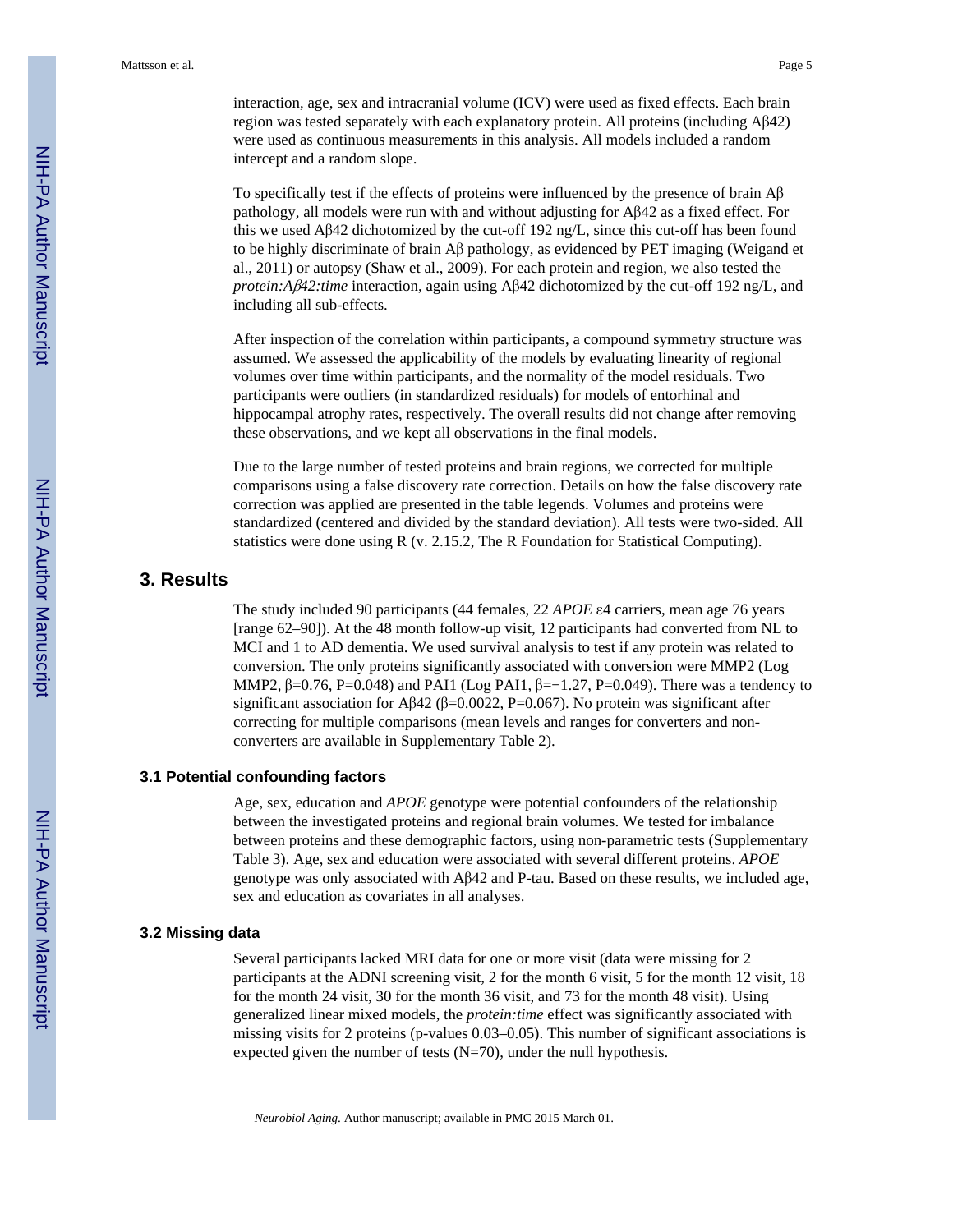interaction, age, sex and intracranial volume (ICV) were used as fixed effects. Each brain region was tested separately with each explanatory protein. All proteins (including Aβ42) were used as continuous measurements in this analysis. All models included a random intercept and a random slope.

To specifically test if the effects of proteins were influenced by the presence of brain Aβ pathology, all models were run with and without adjusting for Aβ42 as a fixed effect. For this we used Aβ42 dichotomized by the cut-off 192 ng/L, since this cut-off has been found to be highly discriminate of brain Aβ pathology, as evidenced by PET imaging (Weigand et al., 2011) or autopsy (Shaw et al., 2009). For each protein and region, we also tested the *protein:Aβ42:time* interaction, again using Aβ42 dichotomized by the cut-off 192 ng/L, and including all sub-effects.

After inspection of the correlation within participants, a compound symmetry structure was assumed. We assessed the applicability of the models by evaluating linearity of regional volumes over time within participants, and the normality of the model residuals. Two participants were outliers (in standardized residuals) for models of entorhinal and hippocampal atrophy rates, respectively. The overall results did not change after removing these observations, and we kept all observations in the final models.

Due to the large number of tested proteins and brain regions, we corrected for multiple comparisons using a false discovery rate correction. Details on how the false discovery rate correction was applied are presented in the table legends. Volumes and proteins were standardized (centered and divided by the standard deviation). All tests were two-sided. All statistics were done using R (v. 2.15.2, The R Foundation for Statistical Computing).

## 3. Results

The study included 90 participants (44 females, 22 *APOE* ε4 carriers, mean age 76 years [range 62–90]). At the 48 month follow-up visit, 12 participants had converted from NL to MCI and 1 to AD dementia. We used survival analysis to test if any protein was related to conversion. The only proteins significantly associated with conversion were MMP2 (Log MMP2, $\beta=0.76$, $P=0.048$) and PAI1 (Log PAI1, $\beta=-1.27$, $P=0.049$). There was a tendency to significant association for Aβ42 ($\beta=0.0022$, $P=0.067$). No protein was significant after correcting for multiple comparisons (mean levels and ranges for converters and non-converters are available in Supplementary Table 2).

### 3.1 Potential confounding factors

Age, sex, education and *APOE* genotype were potential confounders of the relationship between the investigated proteins and regional brain volumes. We tested for imbalance between proteins and these demographic factors, using non-parametric tests (Supplementary Table 3). Age, sex and education were associated with several different proteins. *APOE* genotype was only associated with Aβ42 and P-tau. Based on these results, we included age, sex and education as covariates in all analyses.

### 3.2 Missing data

Several participants lacked MRI data for one or more visit (data were missing for 2 participants at the ADNI screening visit, 2 for the month 6 visit, 5 for the month 12 visit, 18 for the month 24 visit, 30 for the month 36 visit, and 73 for the month 48 visit). Using generalized linear mixed models, the *protein:time* effect was significantly associated with missing visits for 2 proteins (p-values 0.03–0.05). This number of significant associations is expected given the number of tests (N=70), under the null hypothesis.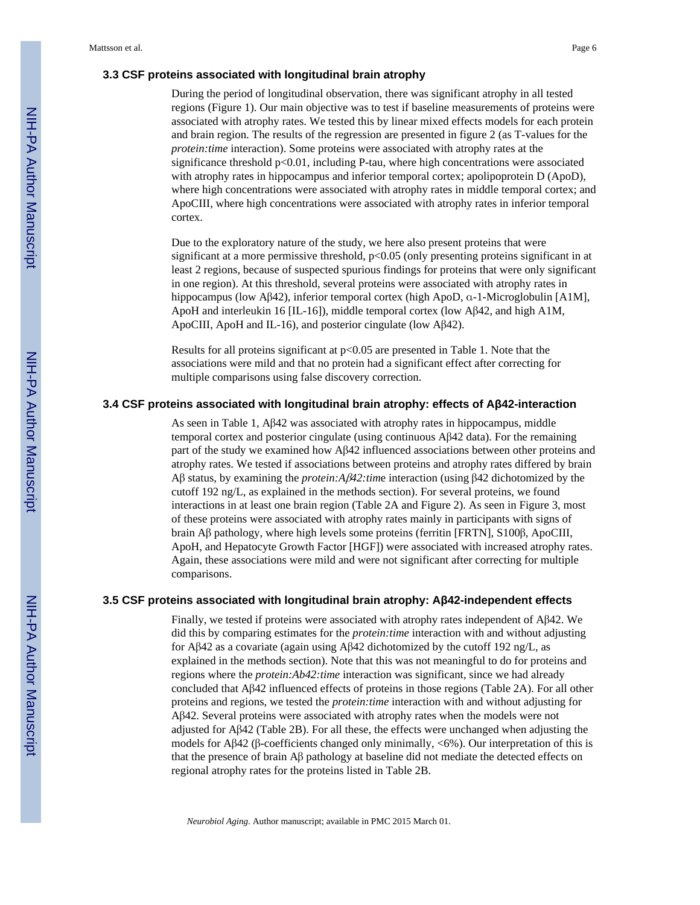### 3.3 CSF proteins associated with longitudinal brain atrophy

During the period of longitudinal observation, there was significant atrophy in all tested regions (Figure 1). Our main objective was to test if baseline measurements of proteins were associated with atrophy rates. We tested this by linear mixed effects models for each protein and brain region. The results of the regression are presented in figure 2 (as T-values for the *protein:time* interaction). Some proteins were associated with atrophy rates at the significance threshold $p<0.01$, including P-tau, where high concentrations were associated with atrophy rates in hippocampus and inferior temporal cortex; apolipoprotein D (ApoD), where high concentrations were associated with atrophy rates in middle temporal cortex; and ApoCIII, where high concentrations were associated with atrophy rates in inferior temporal cortex.

Due to the exploratory nature of the study, we here also present proteins that were significant at a more permissive threshold, $p<0.05$ (only presenting proteins significant in at least 2 regions, because of suspected spurious findings for proteins that were only significant in one region). At this threshold, several proteins were associated with atrophy rates in hippocampus (low Aβ42), inferior temporal cortex (high ApoD, α-1-Microglobulin [A1M], ApoH and interleukin 16 [IL-16]), middle temporal cortex (low Aβ42, and high A1M, ApoCIII, ApoH and IL-16), and posterior cingulate (low Aβ42).

Results for all proteins significant at $p<0.05$ are presented in Table 1. Note that the associations were mild and that no protein had a significant effect after correcting for multiple comparisons using false discovery correction.

### 3.4 CSF proteins associated with longitudinal brain atrophy: effects of Aβ42-interaction

As seen in Table 1, Aβ42 was associated with atrophy rates in hippocampus, middle temporal cortex and posterior cingulate (using continuous Aβ42 data). For the remaining part of the study we examined how Aβ42 influenced associations between other proteins and atrophy rates. We tested if associations between proteins and atrophy rates differed by brain Aβ status, by examining the *protein:Aβ42:tim*e interaction (using β42 dichotomized by the cutoff 192 ng/L, as explained in the methods section). For several proteins, we found interactions in at least one brain region (Table 2A and Figure 2). As seen in Figure 3, most of these proteins were associated with atrophy rates mainly in participants with signs of brain Aβ pathology, where high levels some proteins (ferritin [FRTN], S100β, ApoCIII, ApoH, and Hepatocyte Growth Factor [HGF]) were associated with increased atrophy rates. Again, these associations were mild and were not significant after correcting for multiple comparisons.

### 3.5 CSF proteins associated with longitudinal brain atrophy: Aβ42-independent effects

Finally, we tested if proteins were associated with atrophy rates independent of Aβ42. We did this by comparing estimates for the *protein:time* interaction with and without adjusting for Aβ42 as a covariate (again using Aβ42 dichotomized by the cutoff 192 ng/L, as explained in the methods section). Note that this was not meaningful to do for proteins and regions where the *protein:Ab42:time* interaction was significant, since we had already concluded that Aβ42 influenced effects of proteins in those regions (Table 2A). For all other proteins and regions, we tested the *protein:time* interaction with and without adjusting for Aβ42. Several proteins were associated with atrophy rates when the models were not adjusted for Aβ42 (Table 2B). For all these, the effects were unchanged when adjusting the models for Aβ42 (β-coefficients changed only minimally, <6%). Our interpretation of this is that the presence of brain Aβ pathology at baseline did not mediate the detected effects on regional atrophy rates for the proteins listed in Table 2B.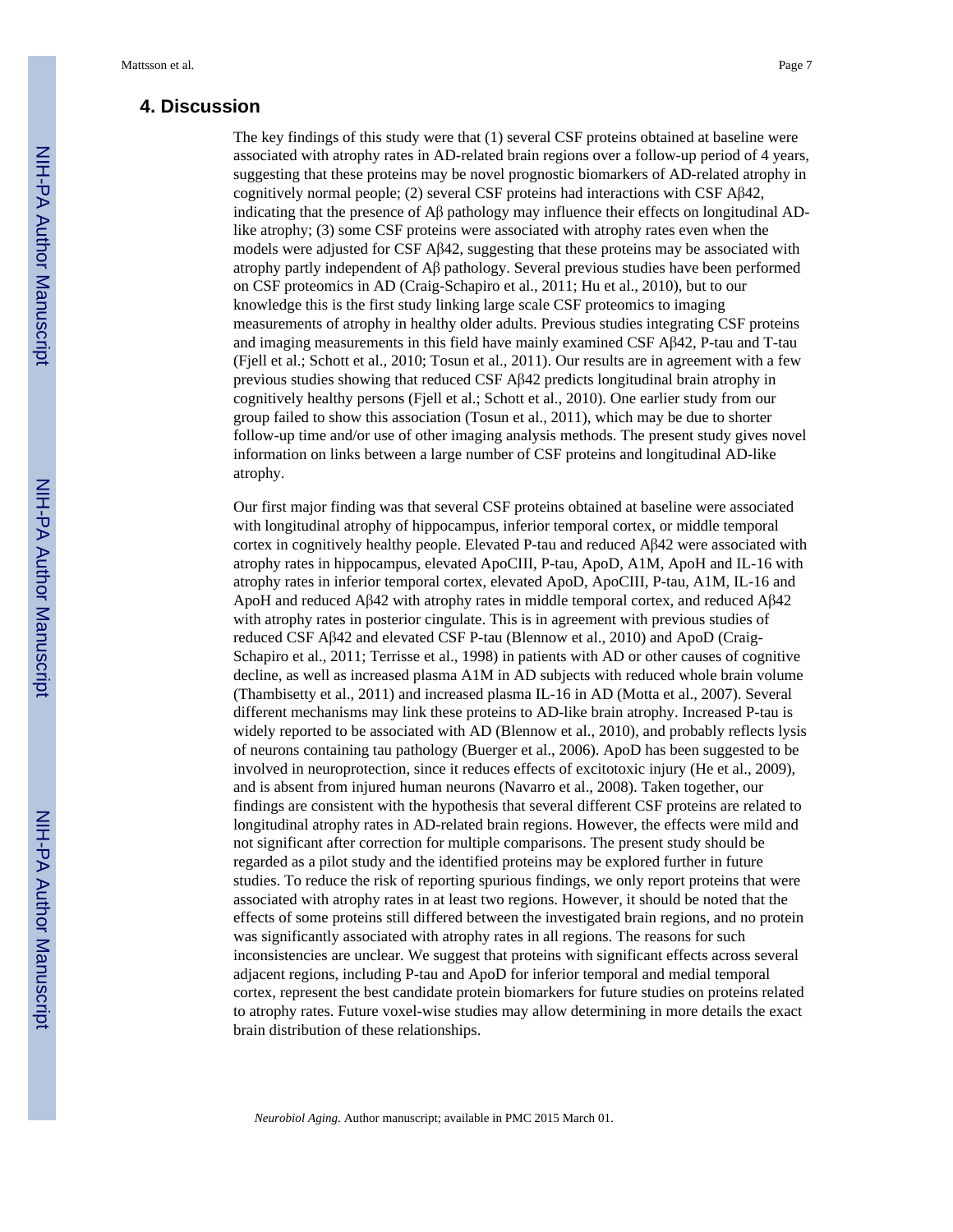## 4. Discussion

The key findings of this study were that (1) several CSF proteins obtained at baseline were associated with atrophy rates in AD-related brain regions over a follow-up period of 4 years, suggesting that these proteins may be novel prognostic biomarkers of AD-related atrophy in cognitively normal people; (2) several CSF proteins had interactions with CSF Aβ42, indicating that the presence of Aβ pathology may influence their effects on longitudinal AD-like atrophy; (3) some CSF proteins were associated with atrophy rates even when the models were adjusted for CSF Aβ42, suggesting that these proteins may be associated with atrophy partly independent of Aβ pathology. Several previous studies have been performed on CSF proteomics in AD (Craig-Schapiro et al., 2011; Hu et al., 2010), but to our knowledge this is the first study linking large scale CSF proteomics to imaging measurements of atrophy in healthy older adults. Previous studies integrating CSF proteins and imaging measurements in this field have mainly examined CSF Aβ42, P-tau and T-tau (Fjell et al.; Schott et al., 2010; Tosun et al., 2011). Our results are in agreement with a few previous studies showing that reduced CSF Aβ42 predicts longitudinal brain atrophy in cognitively healthy persons (Fjell et al.; Schott et al., 2010). One earlier study from our group failed to show this association (Tosun et al., 2011), which may be due to shorter follow-up time and/or use of other imaging analysis methods. The present study gives novel information on links between a large number of CSF proteins and longitudinal AD-like atrophy.

Our first major finding was that several CSF proteins obtained at baseline were associated with longitudinal atrophy of hippocampus, inferior temporal cortex, or middle temporal cortex in cognitively healthy people. Elevated P-tau and reduced Aβ42 were associated with atrophy rates in hippocampus, elevated ApoCIII, P-tau, ApoD, A1M, ApoH and IL-16 with atrophy rates in inferior temporal cortex, elevated ApoD, ApoCIII, P-tau, A1M, IL-16 and ApoH and reduced Aβ42 with atrophy rates in middle temporal cortex, and reduced Aβ42 with atrophy rates in posterior cingulate. This is in agreement with previous studies of reduced CSF Aβ42 and elevated CSF P-tau (Blennow et al., 2010) and ApoD (Craig-Schapiro et al., 2011; Terrisse et al., 1998) in patients with AD or other causes of cognitive decline, as well as increased plasma A1M in AD subjects with reduced whole brain volume (Thambisetty et al., 2011) and increased plasma IL-16 in AD (Motta et al., 2007). Several different mechanisms may link these proteins to AD-like brain atrophy. Increased P-tau is widely reported to be associated with AD (Blennow et al., 2010), and probably reflects lysis of neurons containing tau pathology (Buerger et al., 2006). ApoD has been suggested to be involved in neuroprotection, since it reduces effects of excitotoxic injury (He et al., 2009), and is absent from injured human neurons (Navarro et al., 2008). Taken together, our findings are consistent with the hypothesis that several different CSF proteins are related to longitudinal atrophy rates in AD-related brain regions. However, the effects were mild and not significant after correction for multiple comparisons. The present study should be regarded as a pilot study and the identified proteins may be explored further in future studies. To reduce the risk of reporting spurious findings, we only report proteins that were associated with atrophy rates in at least two regions. However, it should be noted that the effects of some proteins still differed between the investigated brain regions, and no protein was significantly associated with atrophy rates in all regions. The reasons for such inconsistencies are unclear. We suggest that proteins with significant effects across several adjacent regions, including P-tau and ApoD for inferior temporal and medial temporal cortex, represent the best candidate protein biomarkers for future studies on proteins related to atrophy rates. Future voxel-wise studies may allow determining in more details the exact brain distribution of these relationships.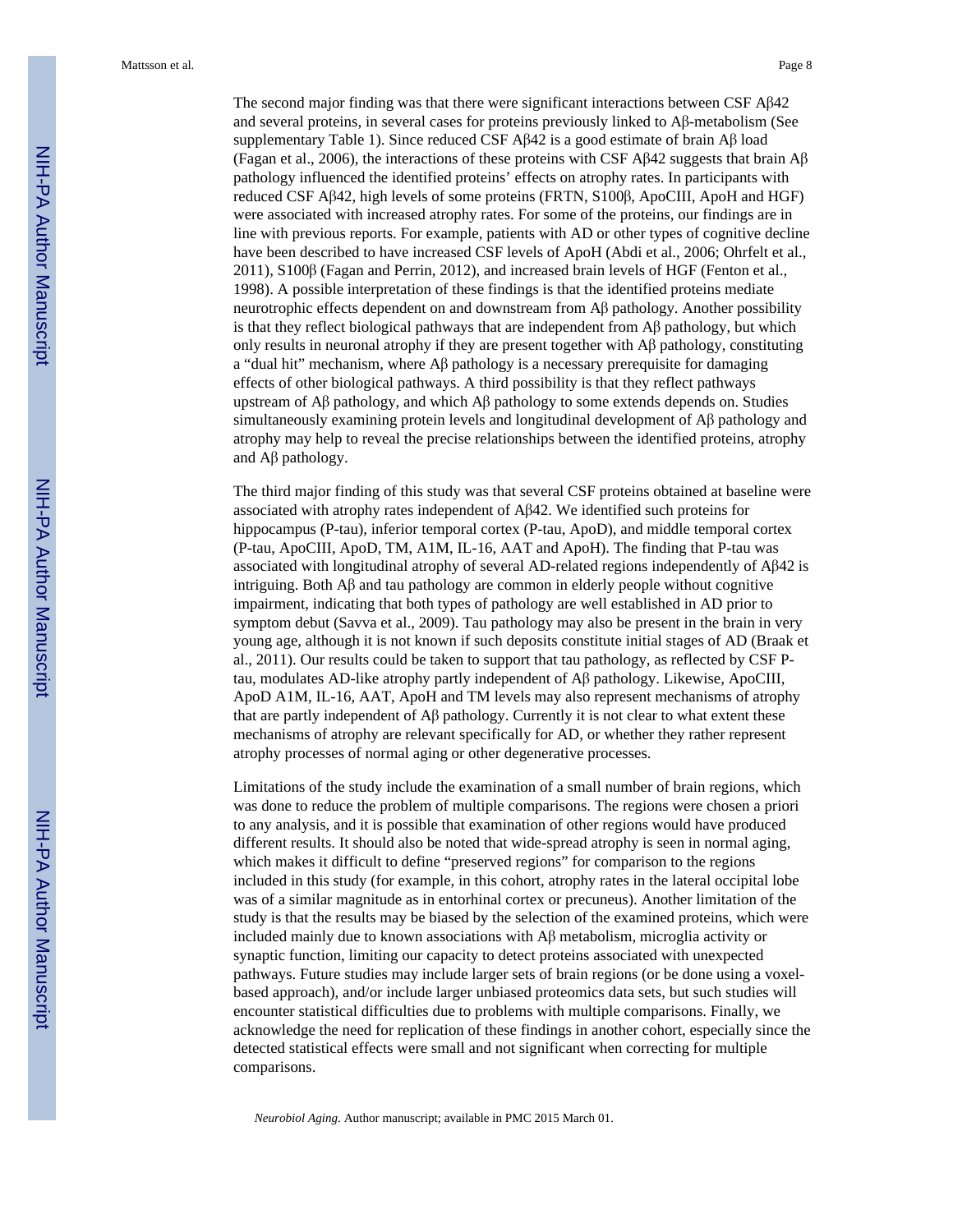The second major finding was that there were significant interactions between CSF Aβ42 and several proteins, in several cases for proteins previously linked to Aβ-metabolism (See supplementary Table 1). Since reduced CSF Aβ42 is a good estimate of brain Aβ load (Fagan et al., 2006), the interactions of these proteins with CSF Aβ42 suggests that brain Aβ pathology influenced the identified proteins' effects on atrophy rates. In participants with reduced CSF Aβ42, high levels of some proteins (FRTN, S100β, ApoCIII, ApoH and HGF) were associated with increased atrophy rates. For some of the proteins, our findings are in line with previous reports. For example, patients with AD or other types of cognitive decline have been described to have increased CSF levels of ApoH (Abdi et al., 2006; Ohrfelt et al., 2011), S100β (Fagan and Perrin, 2012), and increased brain levels of HGF (Fenton et al., 1998). A possible interpretation of these findings is that the identified proteins mediate neurotrophic effects dependent on and downstream from Aβ pathology. Another possibility is that they reflect biological pathways that are independent from Aβ pathology, but which only results in neuronal atrophy if they are present together with Aβ pathology, constituting a "dual hit" mechanism, where Aβ pathology is a necessary prerequisite for damaging effects of other biological pathways. A third possibility is that they reflect pathways upstream of Aβ pathology, and which Aβ pathology to some extends depends on. Studies simultaneously examining protein levels and longitudinal development of Aβ pathology and atrophy may help to reveal the precise relationships between the identified proteins, atrophy and Aβ pathology.

The third major finding of this study was that several CSF proteins obtained at baseline were associated with atrophy rates independent of Aβ42. We identified such proteins for hippocampus (P-tau), inferior temporal cortex (P-tau, ApoD), and middle temporal cortex (P-tau, ApoCIII, ApoD, TM, A1M, IL-16, AAT and ApoH). The finding that P-tau was associated with longitudinal atrophy of several AD-related regions independently of Aβ42 is intriguing. Both Aβ and tau pathology are common in elderly people without cognitive impairment, indicating that both types of pathology are well established in AD prior to symptom debut (Savva et al., 2009). Tau pathology may also be present in the brain in very young age, although it is not known if such deposits constitute initial stages of AD (Braak et al., 2011). Our results could be taken to support that tau pathology, as reflected by CSF P-tau, modulates AD-like atrophy partly independent of Aβ pathology. Likewise, ApoCIII, ApoD A1M, IL-16, AAT, ApoH and TM levels may also represent mechanisms of atrophy that are partly independent of Aβ pathology. Currently it is not clear to what extent these mechanisms of atrophy are relevant specifically for AD, or whether they rather represent atrophy processes of normal aging or other degenerative processes.

Limitations of the study include the examination of a small number of brain regions, which was done to reduce the problem of multiple comparisons. The regions were chosen a priori to any analysis, and it is possible that examination of other regions would have produced different results. It should also be noted that wide-spread atrophy is seen in normal aging, which makes it difficult to define "preserved regions" for comparison to the regions included in this study (for example, in this cohort, atrophy rates in the lateral occipital lobe was of a similar magnitude as in entorhinal cortex or precuneus). Another limitation of the study is that the results may be biased by the selection of the examined proteins, which were included mainly due to known associations with Aβ metabolism, microglia activity or synaptic function, limiting our capacity to detect proteins associated with unexpected pathways. Future studies may include larger sets of brain regions (or be done using a voxel-based approach), and/or include larger unbiased proteomics data sets, but such studies will encounter statistical difficulties due to problems with multiple comparisons. Finally, we acknowledge the need for replication of these findings in another cohort, especially since the detected statistical effects were small and not significant when correcting for multiple comparisons.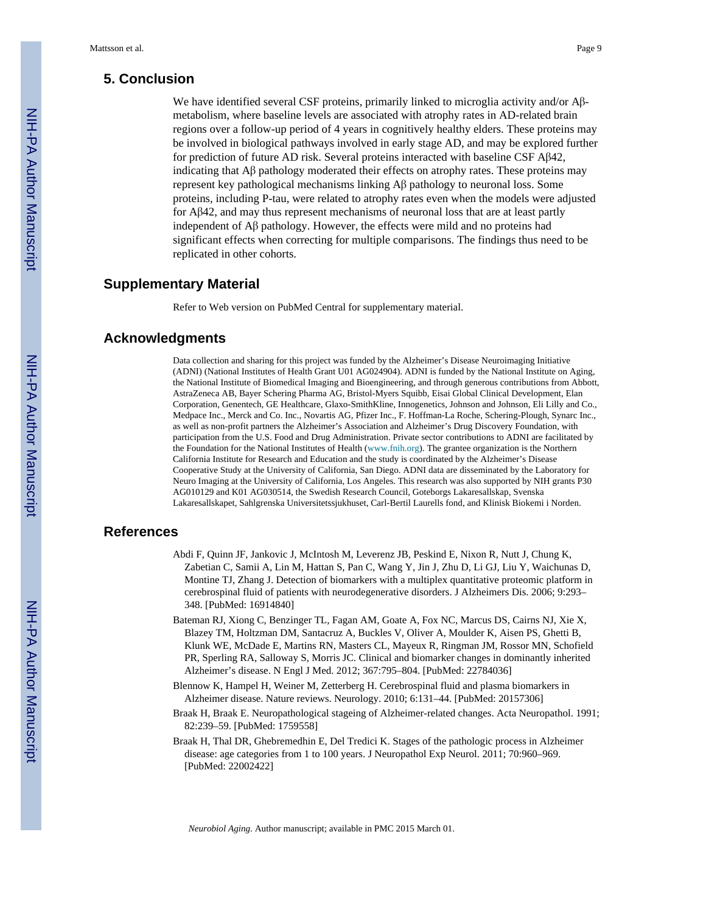## 5. Conclusion

We have identified several CSF proteins, primarily linked to microglia activity and/or Aβ-metabolism, where baseline levels are associated with atrophy rates in AD-related brain regions over a follow-up period of 4 years in cognitively healthy elders. These proteins may be involved in biological pathways involved in early stage AD, and may be explored further for prediction of future AD risk. Several proteins interacted with baseline CSF Aβ42, indicating that Aβ pathology moderated their effects on atrophy rates. These proteins may represent key pathological mechanisms linking Aβ pathology to neuronal loss. Some proteins, including P-tau, were related to atrophy rates even when the models were adjusted for Aβ42, and may thus represent mechanisms of neuronal loss that are at least partly independent of Aβ pathology. However, the effects were mild and no proteins had significant effects when correcting for multiple comparisons. The findings thus need to be replicated in other cohorts.

## Supplementary Material

Refer to Web version on PubMed Central for supplementary material.

## Acknowledgments

Data collection and sharing for this project was funded by the Alzheimer's Disease Neuroimaging Initiative (ADNI) (National Institutes of Health Grant U01 AG024904). ADNI is funded by the National Institute on Aging, the National Institute of Biomedical Imaging and Bioengineering, and through generous contributions from Abbott, AstraZeneca AB, Bayer Schering Pharma AG, Bristol-Myers Squibb, Eisai Global Clinical Development, Elan Corporation, Genentech, GE Healthcare, Glaxo-SmithKline, Innogenetics, Johnson and Johnson, Eli Lilly and Co., Medpace Inc., Merck and Co. Inc., Novartis AG, Pfizer Inc., F. Hoffman-La Roche, Schering-Plough, Synarc Inc., as well as non-profit partners the Alzheimer's Association and Alzheimer's Drug Discovery Foundation, with participation from the U.S. Food and Drug Administration. Private sector contributions to ADNI are facilitated by the Foundation for the National Institutes of Health (www.fnih.org). The grantee organization is the Northern California Institute for Research and Education and the study is coordinated by the Alzheimer's Disease Cooperative Study at the University of California, San Diego. ADNI data are disseminated by the Laboratory for Neuro Imaging at the University of California, Los Angeles. This research was also supported by NIH grants P30 AG010129 and K01 AG030514, the Swedish Research Council, Goteborgs Lakaresallskap, Svenska Lakaresallskapet, Sahlgrenska Universitetssjukhuset, Carl-Bertil Laurells fond, and Klinisk Biokemi i Norden.

## References

Abdi F, Quinn JF, Jankovic J, McIntosh M, Leverenz JB, Peskind E, Nixon R, Nutt J, Chung K, Zabetian C, Samii A, Lin M, Hattan S, Pan C, Wang Y, Jin J, Zhu D, Li GJ, Liu Y, Waichunas D, Montine TJ, Zhang J. Detection of biomarkers with a multiplex quantitative proteomic platform in cerebrospinal fluid of patients with neurodegenerative disorders. J Alzheimers Dis. 2006; 9:293–348. [PubMed: 16914840]

Bateman RJ, Xiong C, Benzinger TL, Fagan AM, Goate A, Fox NC, Marcus DS, Cairns NJ, Xie X, Blazey TM, Holtzman DM, Santacruz A, Buckles V, Oliver A, Moulder K, Aisen PS, Ghetti B, Klunk WE, McDade E, Martins RN, Masters CL, Mayeux R, Ringman JM, Rossor MN, Schofield PR, Sperling RA, Salloway S, Morris JC. Clinical and biomarker changes in dominantly inherited Alzheimer's disease. N Engl J Med. 2012; 367:795–804. [PubMed: 22784036]

Blennow K, Hampel H, Weiner M, Zetterberg H. Cerebrospinal fluid and plasma biomarkers in Alzheimer disease. Nature reviews. Neurology. 2010; 6:131–44. [PubMed: 20157306]

Braak H, Braak E. Neuropathological stageing of Alzheimer-related changes. Acta Neuropathol. 1991; 82:239–59. [PubMed: 1759558]

Braak H, Thal DR, Ghebremedhin E, Del Tredici K. Stages of the pathologic process in Alzheimer disease: age categories from 1 to 100 years. J Neuropathol Exp Neurol. 2011; 70:960–969. [PubMed: 22002422]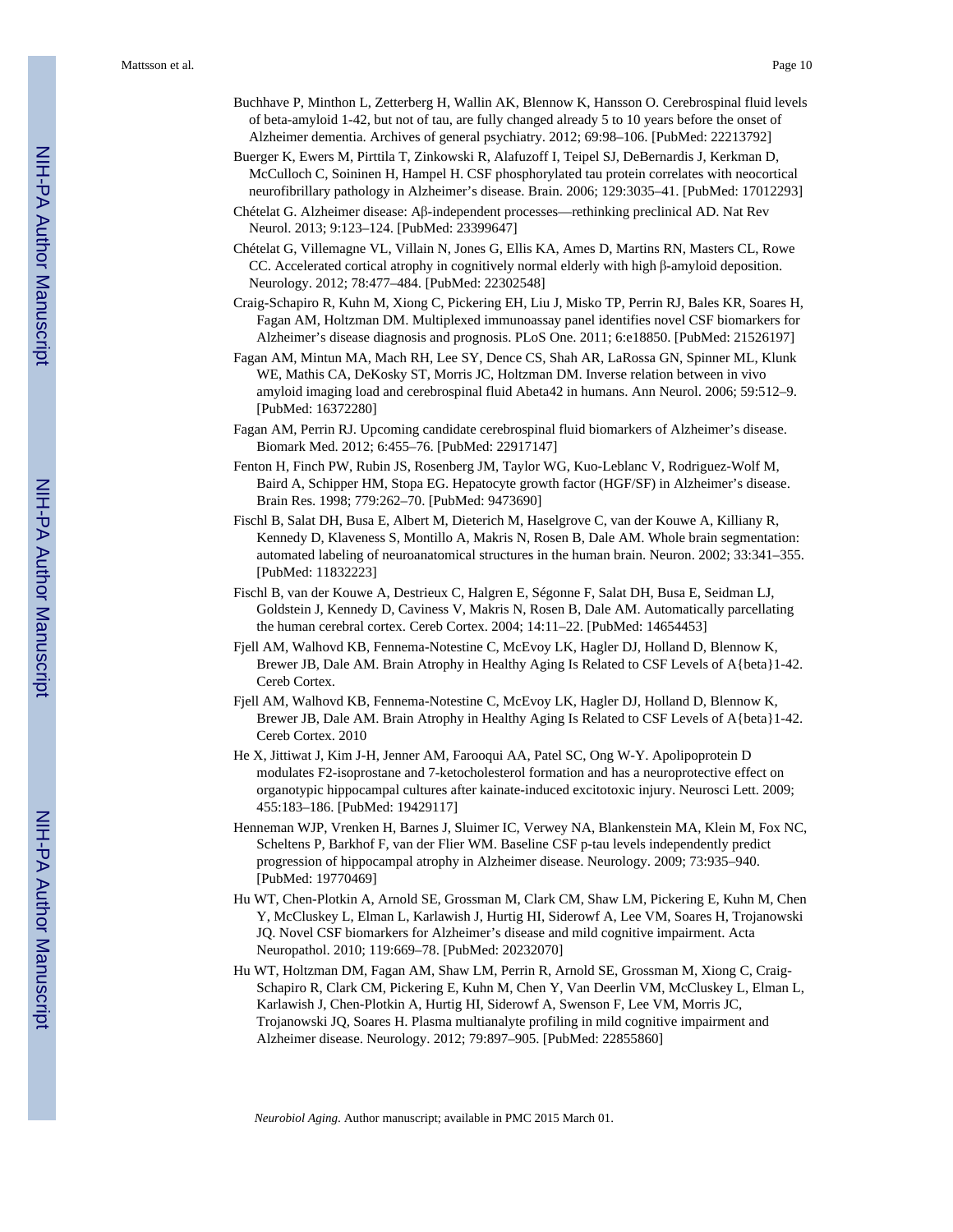Buchhave P, Minthon L, Zetterberg H, Wallin AK, Blennow K, Hansson O. Cerebrospinal fluid levels of beta-amyloid 1-42, but not of tau, are fully changed already 5 to 10 years before the onset of Alzheimer dementia. Archives of general psychiatry. 2012; 69:98–106. [PubMed: 22213792]

Buerger K, Ewers M, Pirttila T, Zinkowski R, Alafuzoff I, Teipel SJ, DeBernardis J, Kerkman D, McCulloch C, Soininen H, Hampel H. CSF phosphorylated tau protein correlates with neocortical neurofibrillary pathology in Alzheimer's disease. Brain. 2006; 129:3035–41. [PubMed: 17012293]

Chételat G. Alzheimer disease: Aβ-independent processes—rethinking preclinical AD. Nat Rev Neurol. 2013; 9:123–124. [PubMed: 23399647]

Chételat G, Villemagne VL, Villain N, Jones G, Ellis KA, Ames D, Martins RN, Masters CL, Rowe CC. Accelerated cortical atrophy in cognitively normal elderly with high β-amyloid deposition. Neurology. 2012; 78:477–484. [PubMed: 22302548]

Craig-Schapiro R, Kuhn M, Xiong C, Pickering EH, Liu J, Misko TP, Perrin RJ, Bales KR, Soares H, Fagan AM, Holtzman DM. Multiplexed immunoassay panel identifies novel CSF biomarkers for Alzheimer's disease diagnosis and prognosis. PLoS One. 2011; 6:e18850. [PubMed: 21526197]

Fagan AM, Mintun MA, Mach RH, Lee SY, Dence CS, Shah AR, LaRossa GN, Spinner ML, Klunk WE, Mathis CA, DeKosky ST, Morris JC, Holtzman DM. Inverse relation between in vivo amyloid imaging load and cerebrospinal fluid Abeta42 in humans. Ann Neurol. 2006; 59:512–9. [PubMed: 16372280]

Fagan AM, Perrin RJ. Upcoming candidate cerebrospinal fluid biomarkers of Alzheimer's disease. Biomark Med. 2012; 6:455–76. [PubMed: 22917147]

Fenton H, Finch PW, Rubin JS, Rosenberg JM, Taylor WG, Kuo-Leblanc V, Rodriguez-Wolf M, Baird A, Schipper HM, Stopa EG. Hepatocyte growth factor (HGF/SF) in Alzheimer's disease. Brain Res. 1998; 779:262–70. [PubMed: 9473690]

Fischl B, Salat DH, Busa E, Albert M, Dieterich M, Haselgrove C, van der Kouwe A, Killiany R, Kennedy D, Klaveness S, Montillo A, Makris N, Rosen B, Dale AM. Whole brain segmentation: automated labeling of neuroanatomical structures in the human brain. Neuron. 2002; 33:341–355. [PubMed: 11832223]

Fischl B, van der Kouwe A, Destrieux C, Halgren E, Ségonne F, Salat DH, Busa E, Seidman LJ, Goldstein J, Kennedy D, Caviness V, Makris N, Rosen B, Dale AM. Automatically parcellating the human cerebral cortex. Cereb Cortex. 2004; 14:11–22. [PubMed: 14654453]

Fjell AM, Walhovd KB, Fennema-Notestine C, McEvoy LK, Hagler DJ, Holland D, Blennow K, Brewer JB, Dale AM. Brain Atrophy in Healthy Aging Is Related to CSF Levels of A{beta}1-42. Cereb Cortex.

Fjell AM, Walhovd KB, Fennema-Notestine C, McEvoy LK, Hagler DJ, Holland D, Blennow K, Brewer JB, Dale AM. Brain Atrophy in Healthy Aging Is Related to CSF Levels of A{beta}1-42. Cereb Cortex. 2010

He X, Jittiwat J, Kim J-H, Jenner AM, Farooqui AA, Patel SC, Ong W-Y. Apolipoprotein D modulates F2-isoprostane and 7-ketocholesterol formation and has a neuroprotective effect on organotypic hippocampal cultures after kainate-induced excitotoxic injury. Neurosci Lett. 2009; 455:183–186. [PubMed: 19429117]

Henneman WJP, Vrenken H, Barnes J, Sluimer IC, Verwey NA, Blankenstein MA, Klein M, Fox NC, Scheltens P, Barkhof F, van der Flier WM. Baseline CSF p-tau levels independently predict progression of hippocampal atrophy in Alzheimer disease. Neurology. 2009; 73:935–940. [PubMed: 19770469]

Hu WT, Chen-Plotkin A, Arnold SE, Grossman M, Clark CM, Shaw LM, Pickering E, Kuhn M, Chen Y, McCluskey L, Elman L, Karlawish J, Hurtig HI, Siderowf A, Lee VM, Soares H, Trojanowski JQ. Novel CSF biomarkers for Alzheimer's disease and mild cognitive impairment. Acta Neuropathol. 2010; 119:669–78. [PubMed: 20232070]

Hu WT, Holtzman DM, Fagan AM, Shaw LM, Perrin R, Arnold SE, Grossman M, Xiong C, Craig-Schapiro R, Clark CM, Pickering E, Kuhn M, Chen Y, Van Deerlin VM, McCluskey L, Elman L, Karlawish J, Chen-Plotkin A, Hurtig HI, Siderowf A, Swenson F, Lee VM, Morris JC, Trojanowski JQ, Soares H. Plasma multianalyte profiling in mild cognitive impairment and Alzheimer disease. Neurology. 2012; 79:897–905. [PubMed: 22855860]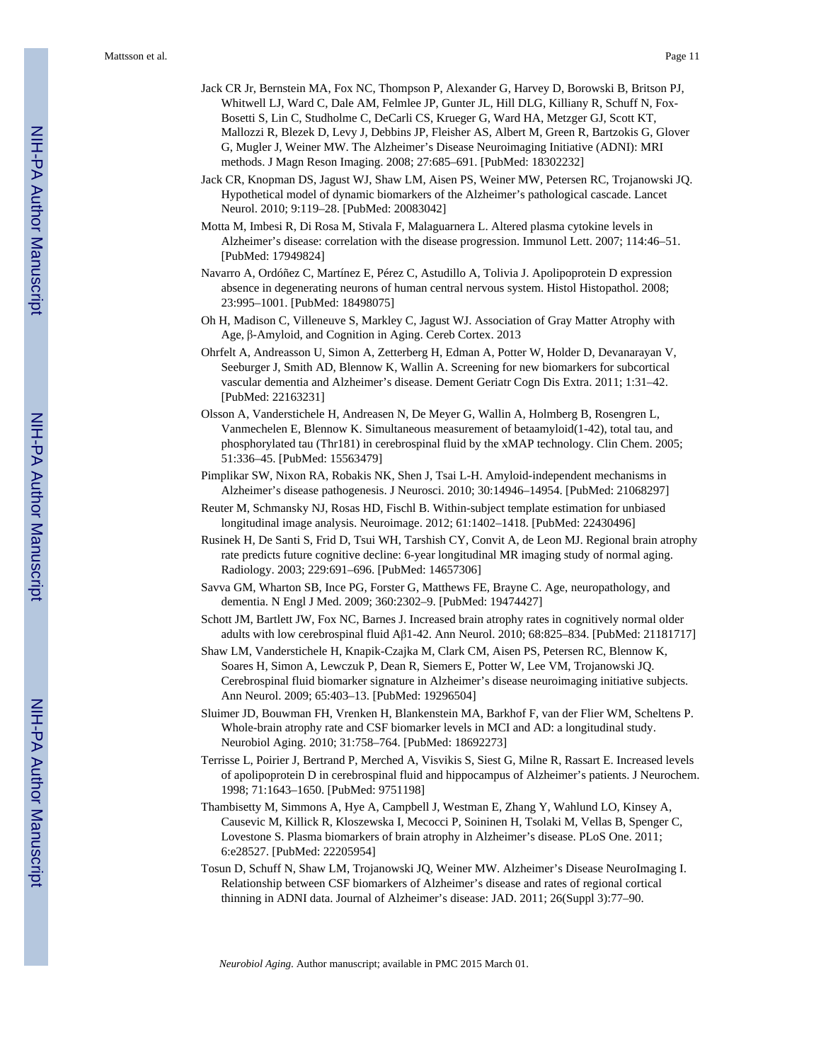Jack CR Jr, Bernstein MA, Fox NC, Thompson P, Alexander G, Harvey D, Borowski B, Britson PJ, Whitwell LJ, Ward C, Dale AM, Felmlee JP, Gunter JL, Hill DLG, Killiany R, Schuff N, Fox-Bosetti S, Lin C, Studholme C, DeCarli CS, Krueger G, Ward HA, Metzger GJ, Scott KT, Mallozzi R, Blezek D, Levy J, Debbins JP, Fleisher AS, Albert M, Green R, Bartzokis G, Glover G, Mugler J, Weiner MW. The Alzheimer's Disease Neuroimaging Initiative (ADNI): MRI methods. J Magn Reson Imaging. 2008; 27:685–691. [PubMed: 18302232]

Jack CR, Knopman DS, Jagust WJ, Shaw LM, Aisen PS, Weiner MW, Petersen RC, Trojanowski JQ. Hypothetical model of dynamic biomarkers of the Alzheimer's pathological cascade. Lancet Neurol. 2010; 9:119–28. [PubMed: 20083042]

Motta M, Imbesi R, Di Rosa M, Stivala F, Malaguarnera L. Altered plasma cytokine levels in Alzheimer's disease: correlation with the disease progression. Immunol Lett. 2007; 114:46–51. [PubMed: 17949824]

Navarro A, Ordóñez C, Martínez E, Pérez C, Astudillo A, Tolivia J. Apolipoprotein D expression absence in degenerating neurons of human central nervous system. Histol Histopathol. 2008; 23:995–1001. [PubMed: 18498075]

Oh H, Madison C, Villeneuve S, Markley C, Jagust WJ. Association of Gray Matter Atrophy with Age, β-Amyloid, and Cognition in Aging. Cereb Cortex. 2013

Ohrfelt A, Andreasson U, Simon A, Zetterberg H, Edman A, Potter W, Holder D, Devanarayan V, Seeburger J, Smith AD, Blennow K, Wallin A. Screening for new biomarkers for subcortical vascular dementia and Alzheimer's disease. Dement Geriatr Cogn Dis Extra. 2011; 1:31–42. [PubMed: 22163231]

Olsson A, Vanderstichele H, Andreasen N, De Meyer G, Wallin A, Holmberg B, Rosengren L, Vanmechelen E, Blennow K. Simultaneous measurement of betaamyloid(1-42), total tau, and phosphorylated tau (Thr181) in cerebrospinal fluid by the xMAP technology. Clin Chem. 2005; 51:336–45. [PubMed: 15563479]

Pimplikar SW, Nixon RA, Robakis NK, Shen J, Tsai L-H. Amyloid-independent mechanisms in Alzheimer's disease pathogenesis. J Neurosci. 2010; 30:14946–14954. [PubMed: 21068297]

Reuter M, Schmansky NJ, Rosas HD, Fischl B. Within-subject template estimation for unbiased longitudinal image analysis. Neuroimage. 2012; 61:1402–1418. [PubMed: 22430496]

Rusinek H, De Santi S, Frid D, Tsui WH, Tarshish CY, Convit A, de Leon MJ. Regional brain atrophy rate predicts future cognitive decline: 6-year longitudinal MR imaging study of normal aging. Radiology. 2003; 229:691–696. [PubMed: 14657306]

Savva GM, Wharton SB, Ince PG, Forster G, Matthews FE, Brayne C. Age, neuropathology, and dementia. N Engl J Med. 2009; 360:2302–9. [PubMed: 19474427]

Schott JM, Bartlett JW, Fox NC, Barnes J. Increased brain atrophy rates in cognitively normal older adults with low cerebrospinal fluid Aβ1-42. Ann Neurol. 2010; 68:825–834. [PubMed: 21181717]

Shaw LM, Vanderstichele H, Knapik-Czajka M, Clark CM, Aisen PS, Petersen RC, Blennow K, Soares H, Simon A, Lewczuk P, Dean R, Siemers E, Potter W, Lee VM, Trojanowski JQ. Cerebrospinal fluid biomarker signature in Alzheimer's disease neuroimaging initiative subjects. Ann Neurol. 2009; 65:403–13. [PubMed: 19296504]

Sluimer JD, Bouwman FH, Vrenken H, Blankenstein MA, Barkhof F, van der Flier WM, Scheltens P. Whole-brain atrophy rate and CSF biomarker levels in MCI and AD: a longitudinal study. Neurobiol Aging. 2010; 31:758–764. [PubMed: 18692273]

Terrisse L, Poirier J, Bertrand P, Merched A, Visvikis S, Siest G, Milne R, Rassart E. Increased levels of apolipoprotein D in cerebrospinal fluid and hippocampus of Alzheimer's patients. J Neurochem. 1998; 71:1643–1650. [PubMed: 9751198]

Thambisetty M, Simmons A, Hye A, Campbell J, Westman E, Zhang Y, Wahlund LO, Kinsey A, Causevic M, Killick R, Kloszewska I, Mecocci P, Soininen H, Tsolaki M, Vellas B, Spenger C, Lovestone S. Plasma biomarkers of brain atrophy in Alzheimer's disease. PLoS One. 2011; 6:e28527. [PubMed: 22205954]

Tosun D, Schuff N, Shaw LM, Trojanowski JQ, Weiner MW. Alzheimer's Disease NeuroImaging I. Relationship between CSF biomarkers of Alzheimer's disease and rates of regional cortical thinning in ADNI data. Journal of Alzheimer's disease: JAD. 2011; 26(Suppl 3):77–90.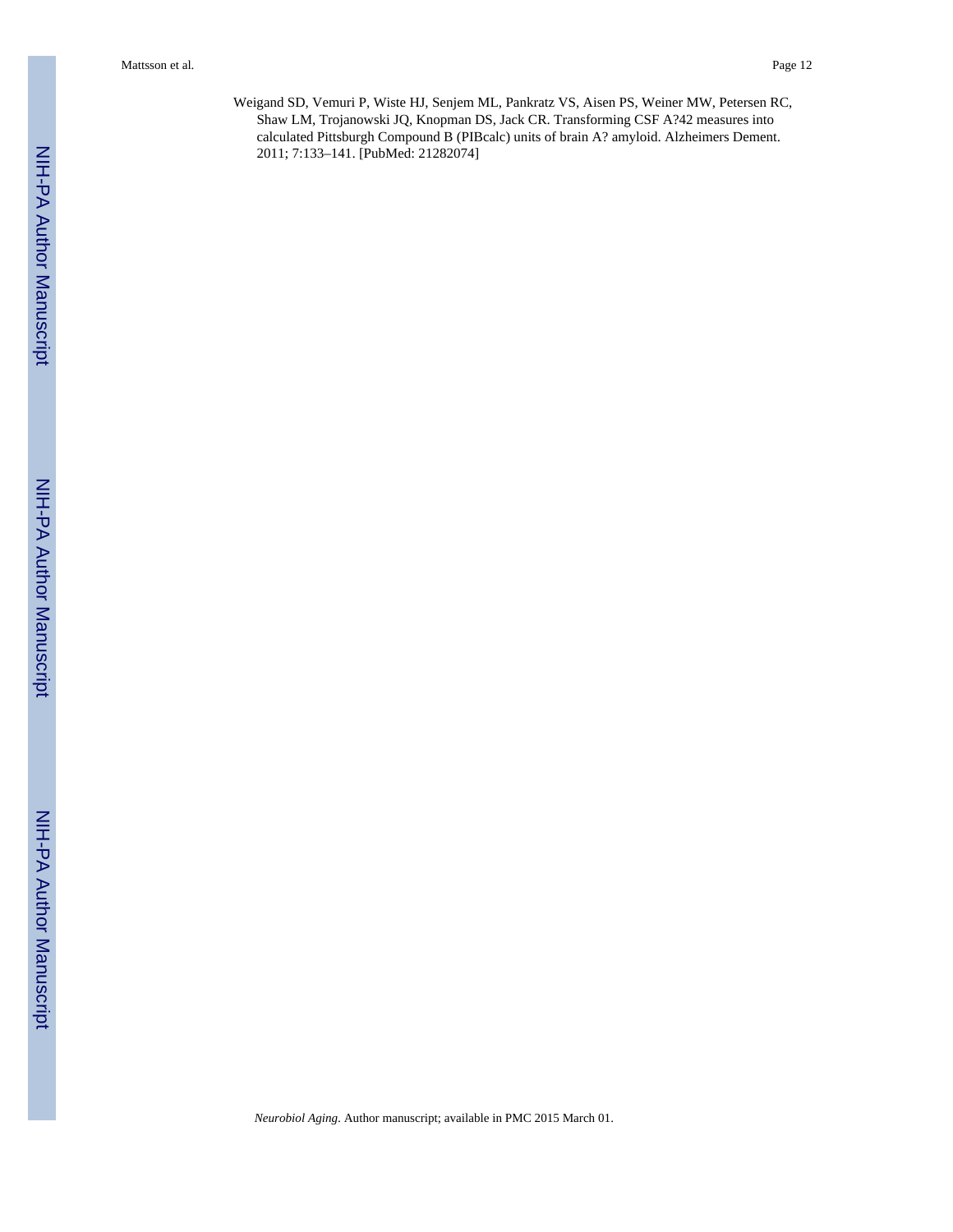Weigand SD, Vemuri P, Wiste HJ, Senjem ML, Pankratz VS, Aisen PS, Weiner MW, Petersen RC, Shaw LM, Trojanowski JQ, Knopman DS, Jack CR. Transforming CSF A?42 measures into calculated Pittsburgh Compound B (PIBcalc) units of brain A? amyloid. Alzheimers Dement. 2011; 7:133–141. [PubMed: 21282074]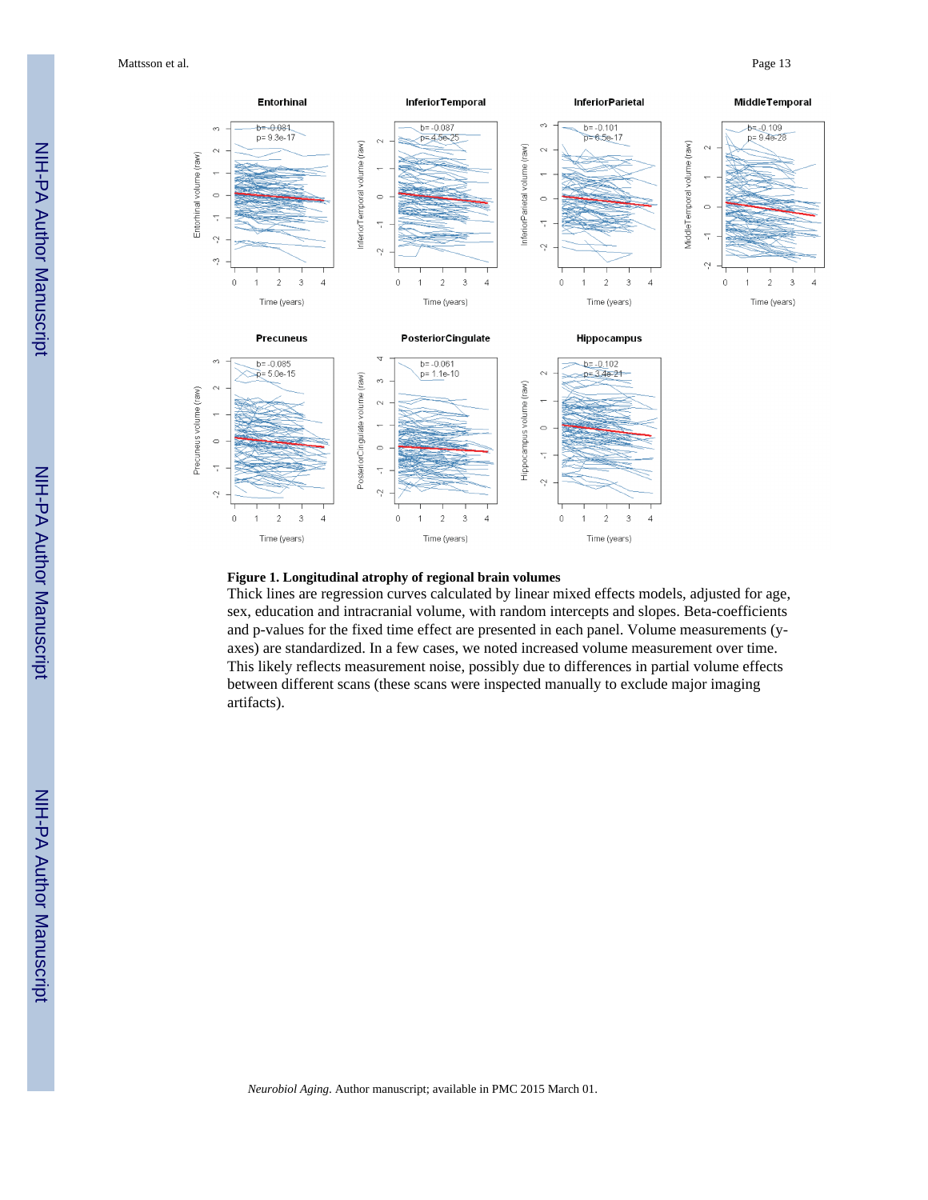**Figure 1. Longitudinal atrophy of regional brain volumes**

Thick lines are regression curves calculated by linear mixed effects models, adjusted for age, sex, education and intracranial volume, with random intercepts and slopes. Beta-coefficients and p-values for the fixed time effect are presented in each panel. Volume measurements (y-axes) are standardized. In a few cases, we noted increased volume measurement over time. This likely reflects measurement noise, possibly due to differences in partial volume effects between different scans (these scans were inspected manually to exclude major imaging artifacts).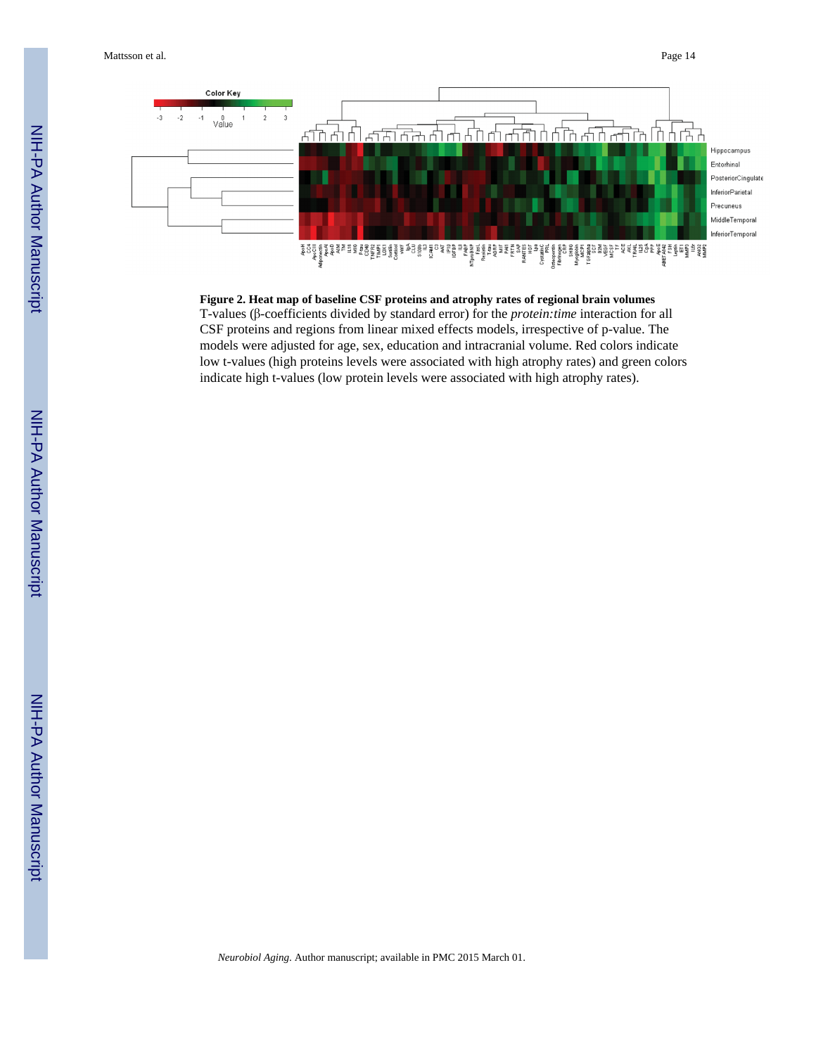**Figure 2. Heat map of baseline CSF proteins and atrophy rates of regional brain volumes**

T-values (β-coefficients divided by standard error) for the *protein:time* interaction for all CSF proteins and regions from linear mixed effects models, irrespective of p-value. The models were adjusted for age, sex, education and intracranial volume. Red colors indicate low t-values (high proteins levels were associated with high atrophy rates) and green colors indicate high t-values (low protein levels were associated with high atrophy rates).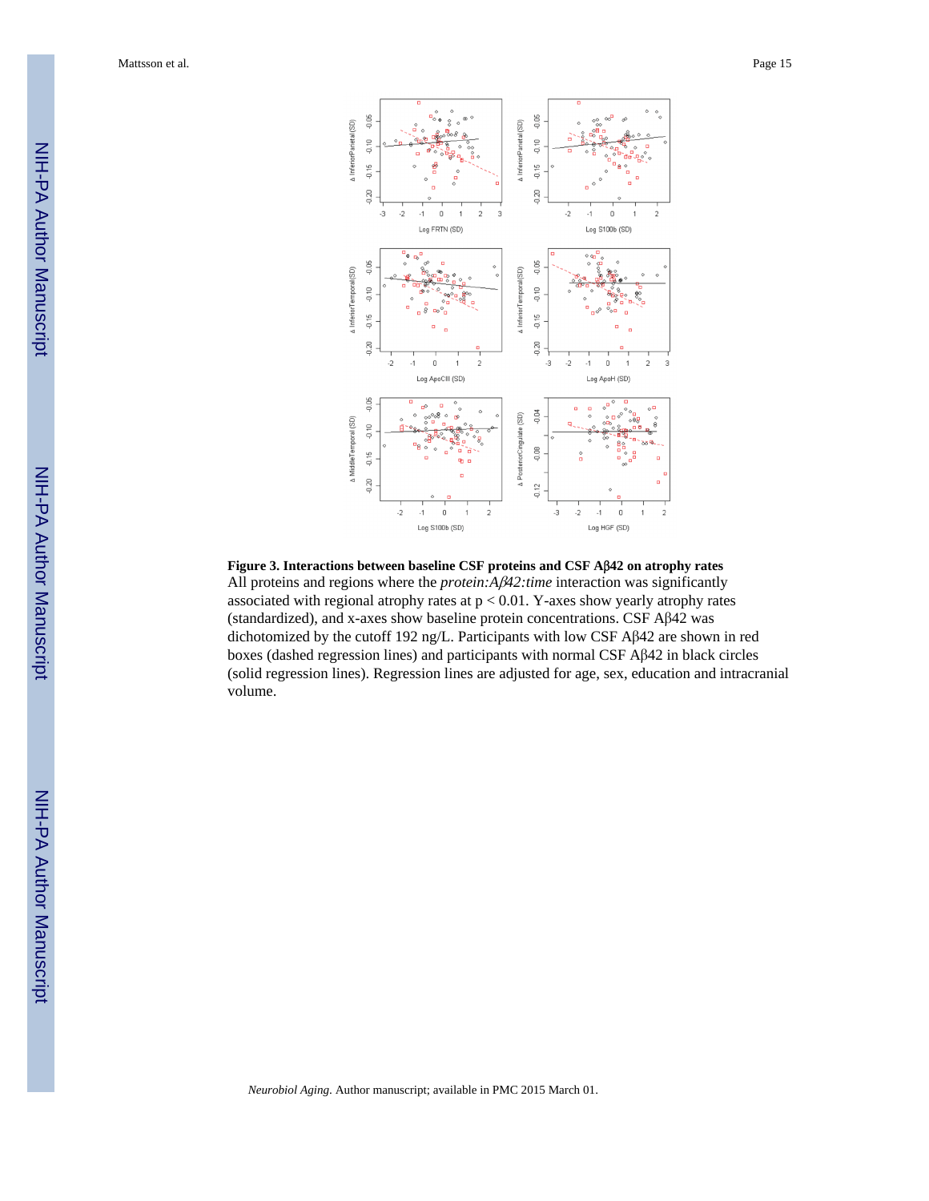**Figure 3. Interactions between baseline CSF proteins and CSF Aβ42 on atrophy rates**

All proteins and regions where the *protein:Aβ42:time* interaction was significantly associated with regional atrophy rates at $p < 0.01$. Y-axes show yearly atrophy rates (standardized), and x-axes show baseline protein concentrations. CSF Aβ42 was dichotomized by the cutoff 192 ng/L. Participants with low CSF Aβ42 are shown in red boxes (dashed regression lines) and participants with normal CSF Aβ42 in black circles (solid regression lines). Regression lines are adjusted for age, sex, education and intracranial volume.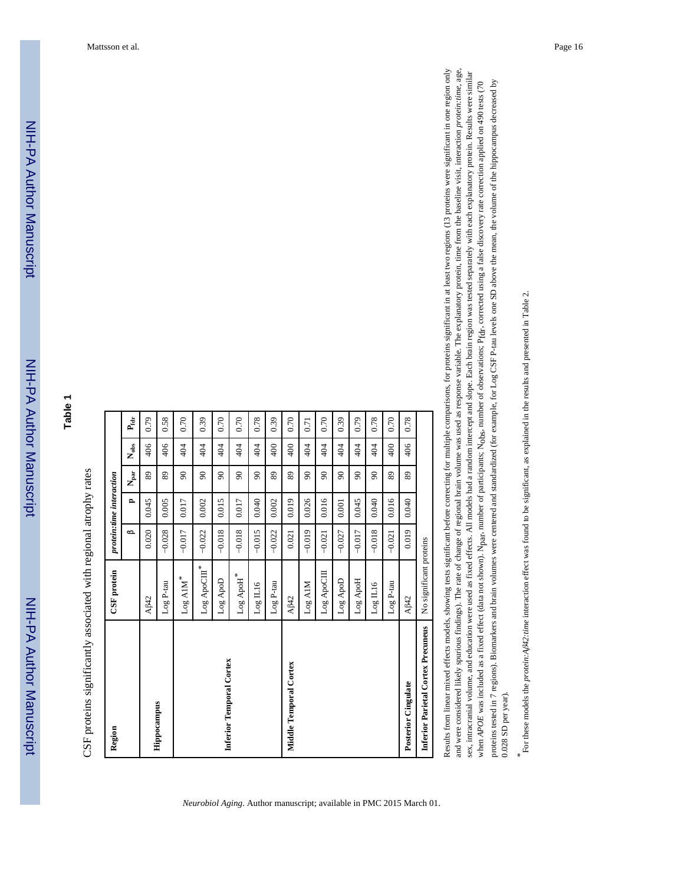## Table 1

CSF proteins significantly associated with regional atrophy rates

| Region | CSF protein | *protein:time interaction* | | | | |
|---|---|---|---|---|---|---|
| | | β | p | $N_{par}$ | $N_{obs}$ | $P_{fdr}$ |
| | Aβ42 | 0.020 | 0.045 | 89 | 406 | 0.79 |
| **Hippocampus** | Log P-tau | −0.028 | 0.005 | 89 | 406 | 0.58 |
| | Log A1M* | −0.017 | 0.017 | 90 | 404 | 0.70 |
| | Log ApoCIII* | −0.022 | 0.002 | 90 | 404 | 0.39 |
| | Log ApoD | −0.018 | 0.015 | 90 | 404 | 0.70 |
| **Inferior Temporal Cortex** | Log ApoH* | −0.018 | 0.017 | 90 | 404 | 0.70 |
| | Log IL16 | −0.015 | 0.040 | 90 | 404 | 0.78 |
| | Log P-tau | −0.022 | 0.002 | 89 | 400 | 0.39 |
| **Middle Temporal Cortex** | Aβ42 | 0.021 | 0.019 | 89 | 400 | 0.70 |
| | Log A1M | −0.019 | 0.026 | 90 | 404 | 0.71 |
| | Log ApoCIII | −0.021 | 0.016 | 90 | 404 | 0.70 |
| | Log ApoD | −0.027 | 0.001 | 90 | 404 | 0.39 |
| | Log ApoH | −0.017 | 0.045 | 90 | 404 | 0.79 |
| | Log IL16 | −0.018 | 0.040 | 90 | 404 | 0.78 |
| | Log P-tau | −0.021 | 0.016 | 89 | 400 | 0.70 |
| **Posterior Cingulate** | Aβ42 | 0.019 | 0.040 | 89 | 406 | 0.78 |
| **Inferior Parietal Cortex Precuneus** | No significant proteins | | | | | |

Results from linear mixed effects models, showing tests significant before correcting for multiple comparisons, for proteins significant in at least two regions (13 proteins were significant in one region only and were considered likely spurious findings). The rate of change of regional brain volume was used as response variable. The explanatory protein, time from the baseline visit, interaction *protein:time*, age, sex, intracranial volume, and education were used as fixed effects. All models had a random intercept and slope. Each brain region was tested separately with each explanatory protein. Results were similar when *APOE* was included as a fixed effect (data not shown). $N_{par}$, number of participants; $N_{obs}$, number of observations; $P_{fdr}$, corrected using a false discovery rate correction applied on 490 tests (70 proteins tested in 7 regions). Biomarkers and brain volumes were centered and standardized (for example, for Log CSF P-tau levels one SD above the mean, the volume of the hippocampus decreased by 0.028 SD per year).

*For these models the *protein:Aβ42:time* interaction effect was found to be significant, as explained in the results and presented in Table 2.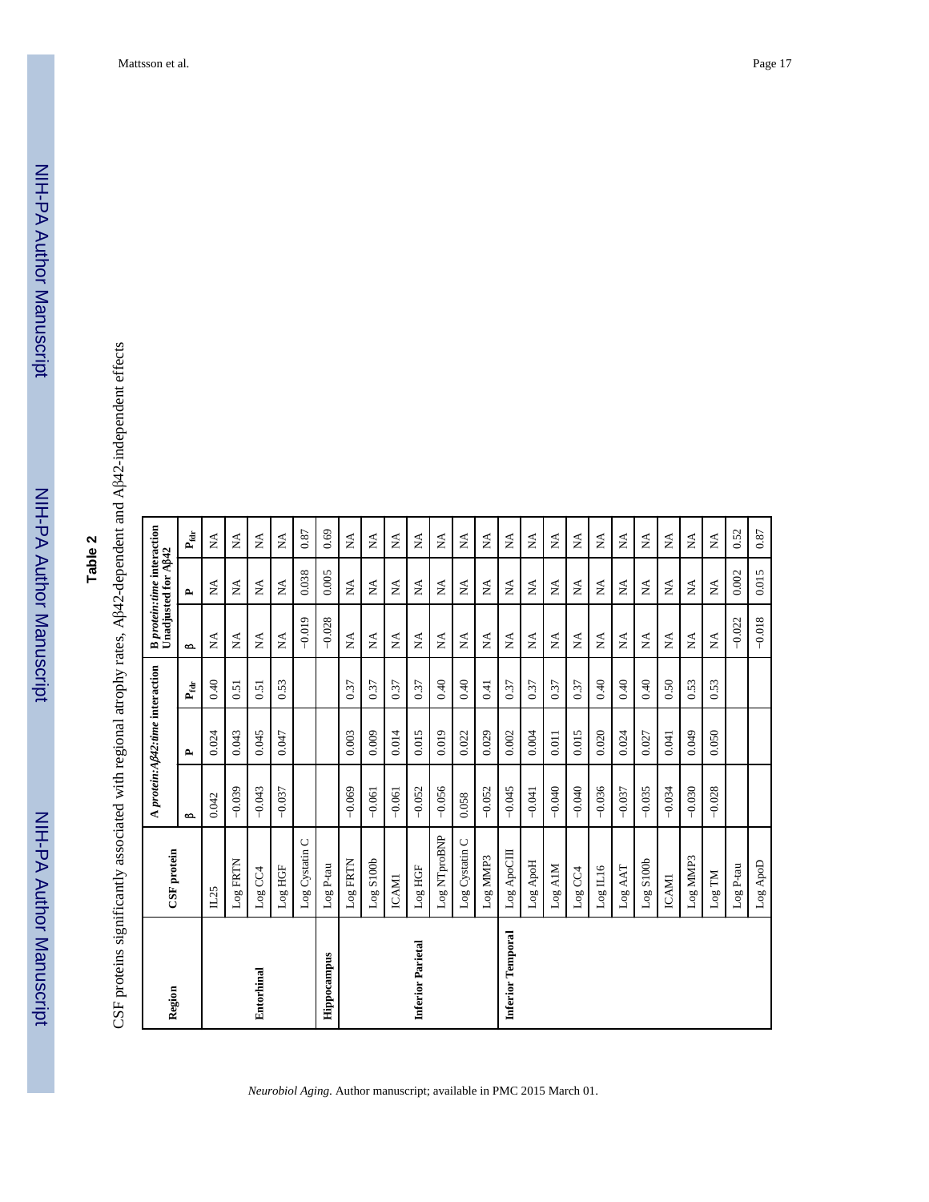## Table 2

CSF proteins significantly associated with regional atrophy rates, Aβ42-dependent and Aβ42-independent effects

| Region | CSF protein | A *protein:Aβ42:time* interaction | | | B *protein:time* interaction Unadjusted for Aβ42 | | |
|---|---|---|---|---|---|---|---|
| | | β | P | $P_{fdr}$ | β | P | $P_{fdr}$ |
| Entorhinal | IL25 | 0.042 | 0.024 | 0.40 | NA | NA | NA |
| | Log FRTN | −0.039 | 0.043 | 0.51 | NA | NA | NA |
| | Log CC4 | −0.043 | 0.045 | 0.51 | NA | NA | NA |
| | Log HGF | −0.037 | 0.047 | 0.53 | NA | NA | NA |
| | Log Cystatin C | | | | −0.019 | 0.038 | 0.87 |
| Hippocampus | Log P-tau | | | | −0.028 | 0.005 | 0.69 |
| Inferior Parietal | Log FRTN | −0.069 | 0.003 | 0.37 | NA | NA | NA |
| | Log S100b | −0.061 | 0.009 | 0.37 | NA | NA | NA |
| | ICAM1 | −0.061 | 0.014 | 0.37 | NA | NA | NA |
| | Log HGF | −0.052 | 0.015 | 0.37 | NA | NA | NA |
| | Log NTproBNP | −0.056 | 0.019 | 0.40 | NA | NA | NA |
| | Log Cystatin C | 0.058 | 0.022 | 0.40 | NA | NA | NA |
| | Log MMP3 | −0.052 | 0.029 | 0.41 | NA | NA | NA |
| Inferior Temporal | Log ApoCIII | −0.045 | 0.002 | 0.37 | NA | NA | NA |
| | Log ApoH | −0.041 | 0.004 | 0.37 | NA | NA | NA |
| | Log A1M | −0.040 | 0.011 | 0.37 | NA | NA | NA |
| | Log CC4 | −0.040 | 0.015 | 0.37 | NA | NA | NA |
| | Log IL16 | −0.036 | 0.020 | 0.40 | NA | NA | NA |
| | Log AAT | −0.037 | 0.024 | 0.40 | NA | NA | NA |
| | Log S100b | −0.035 | 0.027 | 0.40 | NA | NA | NA |
| | ICAM1 | −0.034 | 0.041 | 0.50 | NA | NA | NA |
| | Log MMP3 | −0.030 | 0.049 | 0.53 | NA | NA | NA |
| | Log TM | −0.028 | 0.050 | 0.53 | NA | NA | NA |
| | Log P-tau | | | | −0.022 | 0.002 | 0.52 |
| | Log ApoD | | | | −0.018 | 0.015 | 0.87 |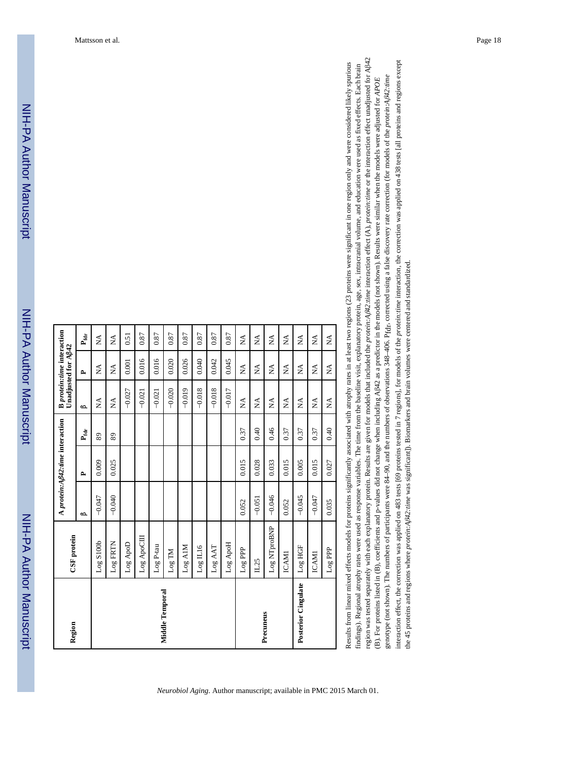| Region | CSF protein | A *protein:Aβ42:time* interaction | | | B *protein:time* interaction Unadjusted for Aβ42 | | |
|---|---|---|---|---|---|---|---|
| | | β | P | $P_{fdr}$ | β | P | $P_{fdr}$ |
| Middle Temporal | Log S100b | −0.047 | 0.009 | 89 | NA | NA | NA |
| | Log FRTN | −0.040 | 0.025 | 89 | NA | NA | NA |
| | Log ApoD | | | | −0.027 | 0.001 | 0.51 |
| | Log ApoCIII | | | | −0.021 | 0.016 | 0.87 |
| | Log P-tau | | | | −0.021 | 0.016 | 0.87 |
| | Log TM | | | | −0.020 | 0.020 | 0.87 |
| | Log A1M | | | | −0.019 | 0.026 | 0.87 |
| | Log IL16 | | | | −0.018 | 0.040 | 0.87 |
| | Log AAT | | | | −0.018 | 0.042 | 0.87 |
| | Log ApoH | | | | −0.017 | 0.045 | 0.87 |
| Precuneus | Log PPP | 0.052 | 0.015 | 0.37 | NA | NA | NA |
| | IL25 | −0.051 | 0.028 | 0.40 | NA | NA | NA |
| | Log NTproBNP | −0.046 | 0.033 | 0.46 | NA | NA | NA |
| | ICAM1 | 0.052 | 0.015 | 0.37 | NA | NA | NA |
| Posterior Cingulate | Log HGF | −0.045 | 0.005 | 0.37 | NA | NA | NA |
| | ICAM1 | −0.047 | 0.015 | 0.37 | NA | NA | NA |
| | Log PPP | 0.035 | 0.027 | 0.40 | NA | NA | NA |

Results from linear mixed effects models for proteins significantly associated with atrophy rates in at least two regions (23 proteins were significant in one region only and were considered likely spurious findings). Regional atrophy rates were used as response variables. The time from the baseline visit, explanatory protein, age, sex, intracranial volume, and education were used as fixed effects. Each brain region was tested separately with each explanatory protein. Results are given for models that included the *protein:Aβ42:time* interaction effect (A), *protein:time* or the interaction effect unadjusted for Aβ42 (B). For proteins listed in (B), coefficients and p-values did not change when including Aβ42 as a predictor in the models (not shown). Results were similar when the models were adjusted for *APOE* genotype (not shown). The numbers of participants were 84–90, and the numbers of observations 348–406. Pfdr, corrected using a false discovery rate correction (for models of the *protein:Aβ42:time* interaction effect, the correction was applied on 483 tests [69 proteins tested in 7 regions], for models of the *protein:time* interaction, the correction was applied on 438 tests [all proteins and regions except the 45 proteins and regions where *protein:Aβ42:time* was significant]). Biomarkers and brain volumes were centered and standardized.